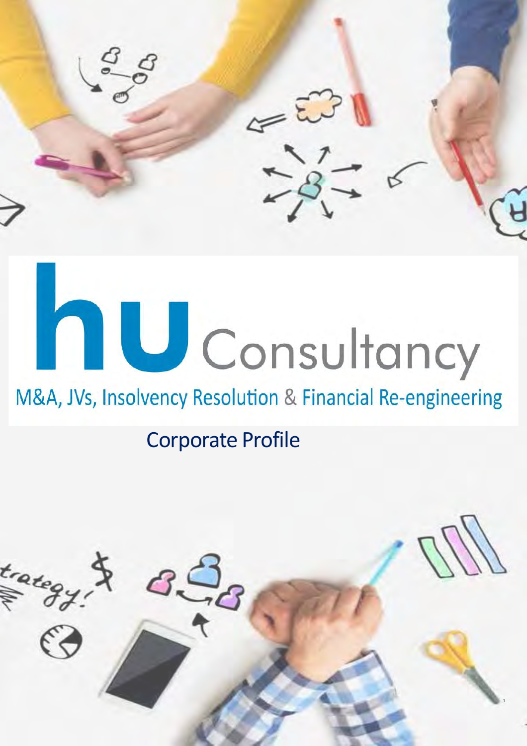# hu Consultancy

M&A, JVs, Insolvency Resolution & Financial Re-engineering

## Corporate Profile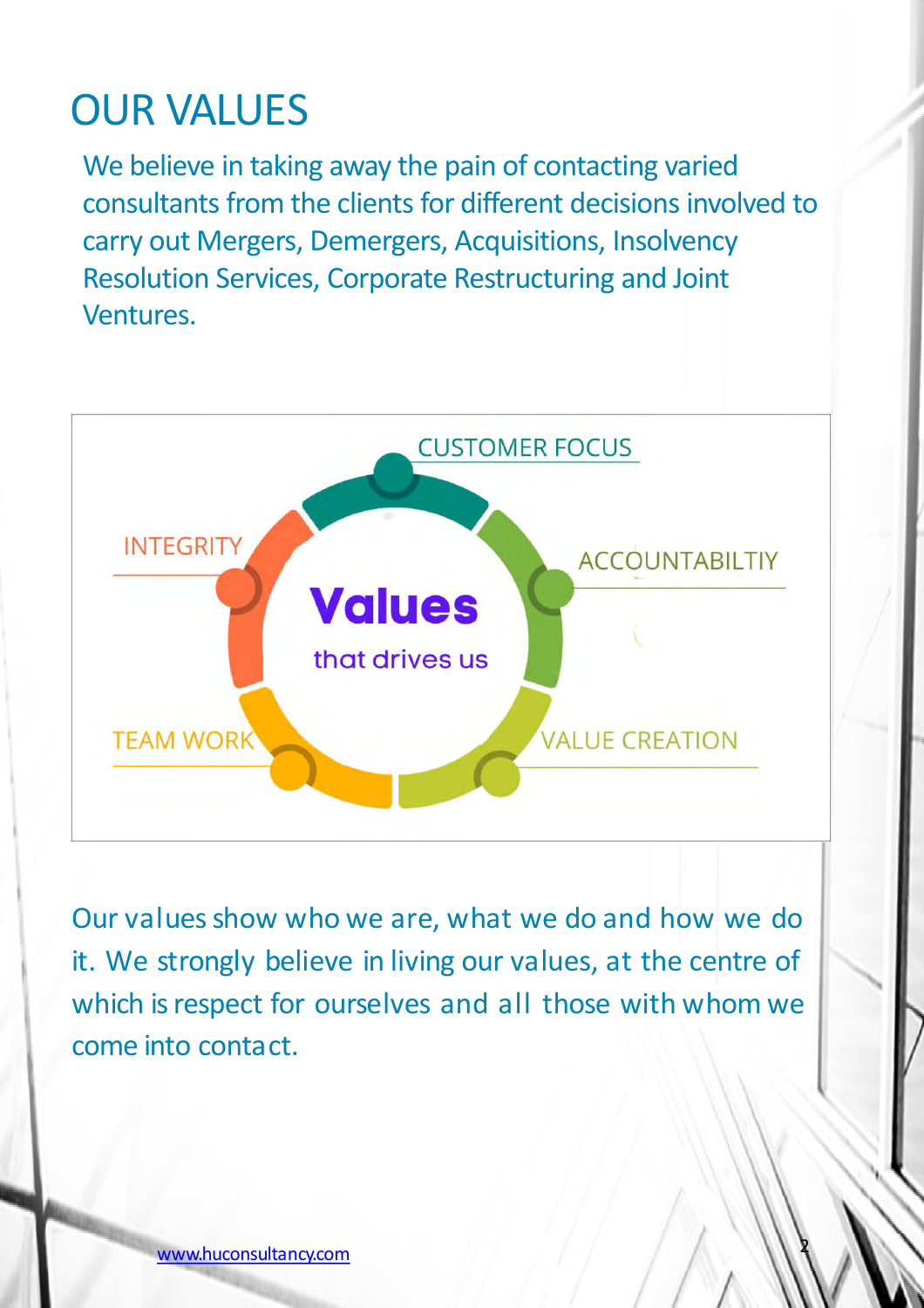# OUR VALUES

We believe in taking away the pain of contacting varied consultants from the clients for different decisions involved to carry out Mergers, Demergers, Acquisitions, Insolvency Resolution Services, Corporate Restructuring and Joint Ventures.

**Values** that drives us

- CUSTOMER FOCUS
- ACCOUNTABILTIY
- VALUE CREATION
- TEAM WORK
- INTEGRITY

Our values show who we are, what we do and how we do it. We strongly believe in living our values, at the centre of which is respect for ourselves and all those with whom we come into contact.

www.huconsultancy.com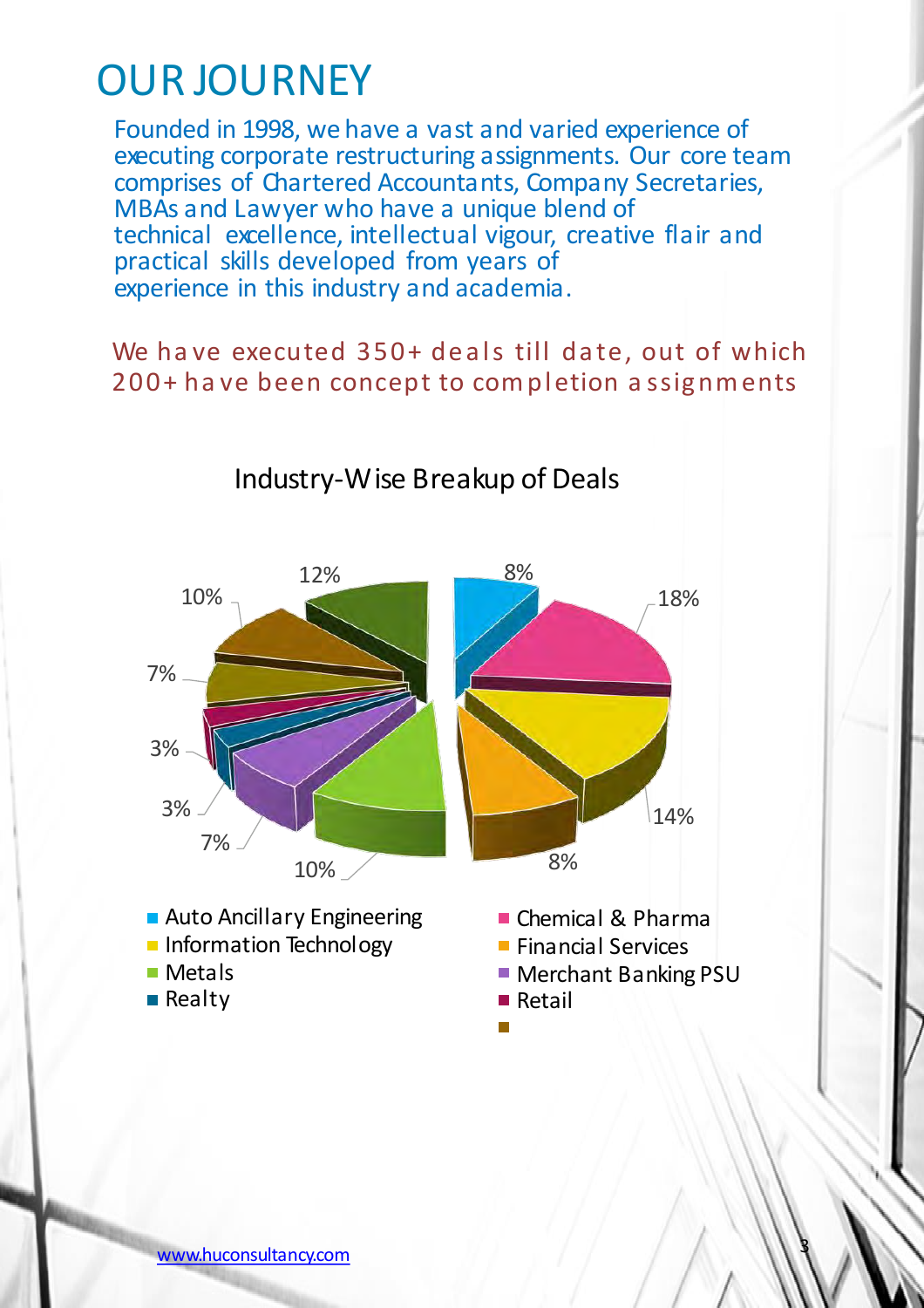# OUR JOURNEY

Founded in 1998, we have a vast and varied experience of executing corporate restructuring assignments. Our core team comprises of Chartered Accountants, Company Secretaries, MBAs and Lawyer who have a unique blend of technical excellence, intellectual vigour, creative flair and practical skills developed from years of experience in this industry and academia.

We have executed 350+ deals till date, out of which 200+ have been concept to completion assignments

## Industry-Wise Breakup of Deals

| Industry | Share |
|---|---|
| Auto Ancillary Engineering | 8% |
| Chemical & Pharma | 18% |
| Information Technology | 14% |
| Financial Services | 8% |
| Metals | 10% |
| Merchant Banking PSU | 7% |
| Realty | 3% |
| Retail | 3% |
| (unlabeled) | 7% |
| (unlabeled) | 10% |
| (unlabeled) | 12% |

www.huconsultancy.com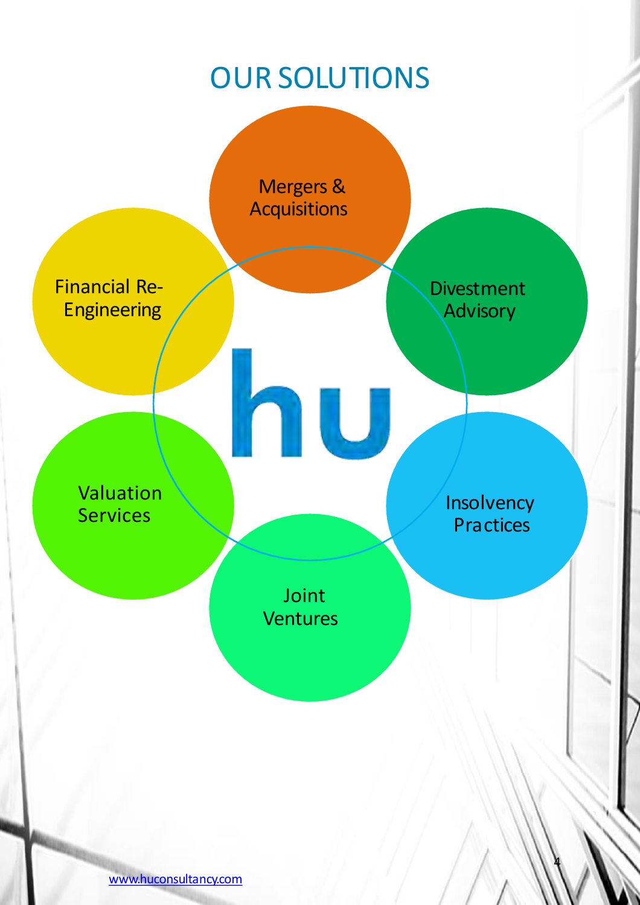# OUR SOLUTIONS

- Mergers & Acquisitions
- Divestment Advisory
- Insolvency Practices
- Joint Ventures
- Valuation Services
- Financial Re-Engineering

hu

www.huconsultancy.com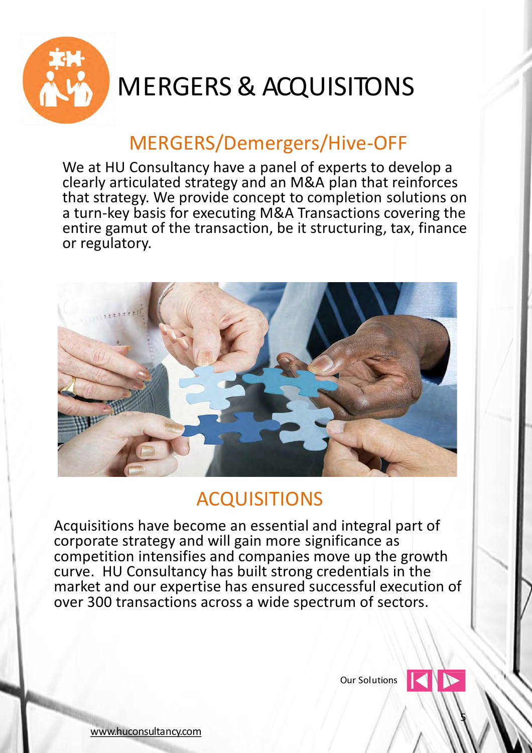# MERGERS & ACQUISITONS

## MERGERS/Demergers/Hive-OFF

We at HU Consultancy have a panel of experts to develop a clearly articulated strategy and an M&A plan that reinforces that strategy. We provide concept to completion solutions on a turn-key basis for executing M&A Transactions covering the entire gamut of the transaction, be it structuring, tax, finance or regulatory.

## ACQUISITIONS

Acquisitions have become an essential and integral part of corporate strategy and will gain more significance as competition intensifies and companies move up the growth curve. HU Consultancy has built strong credentials in the market and our expertise has ensured successful execution of over 300 transactions across a wide spectrum of sectors.

Our Solutions

www.huconsultancy.com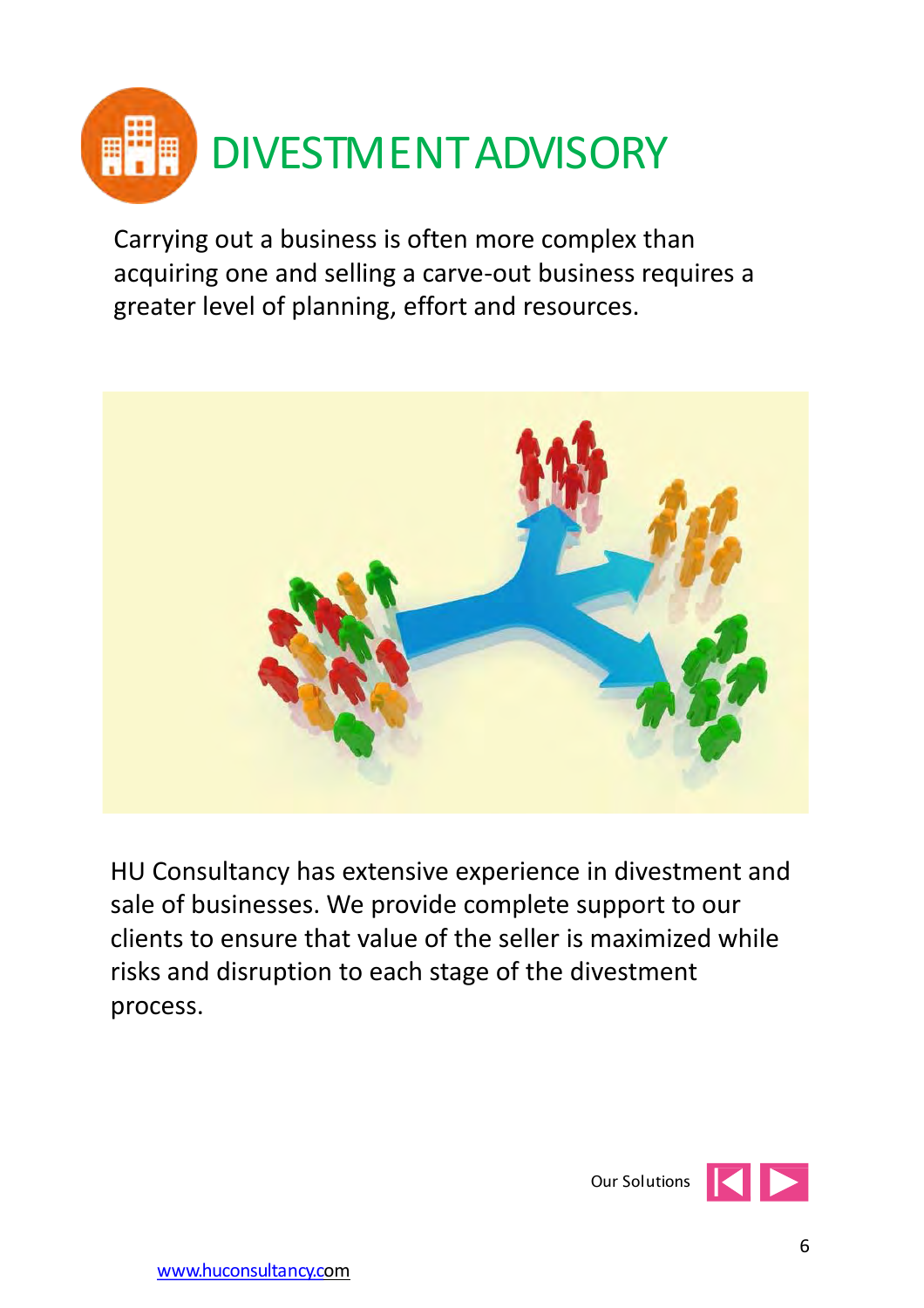# DIVESTMENT ADVISORY

Carrying out a business is often more complex than acquiring one and selling a carve-out business requires a greater level of planning, effort and resources.

HU Consultancy has extensive experience in divestment and sale of businesses. We provide complete support to our clients to ensure that value of the seller is maximized while risks and disruption to each stage of the divestment process.

Our Solutions

www.huconsultancy.com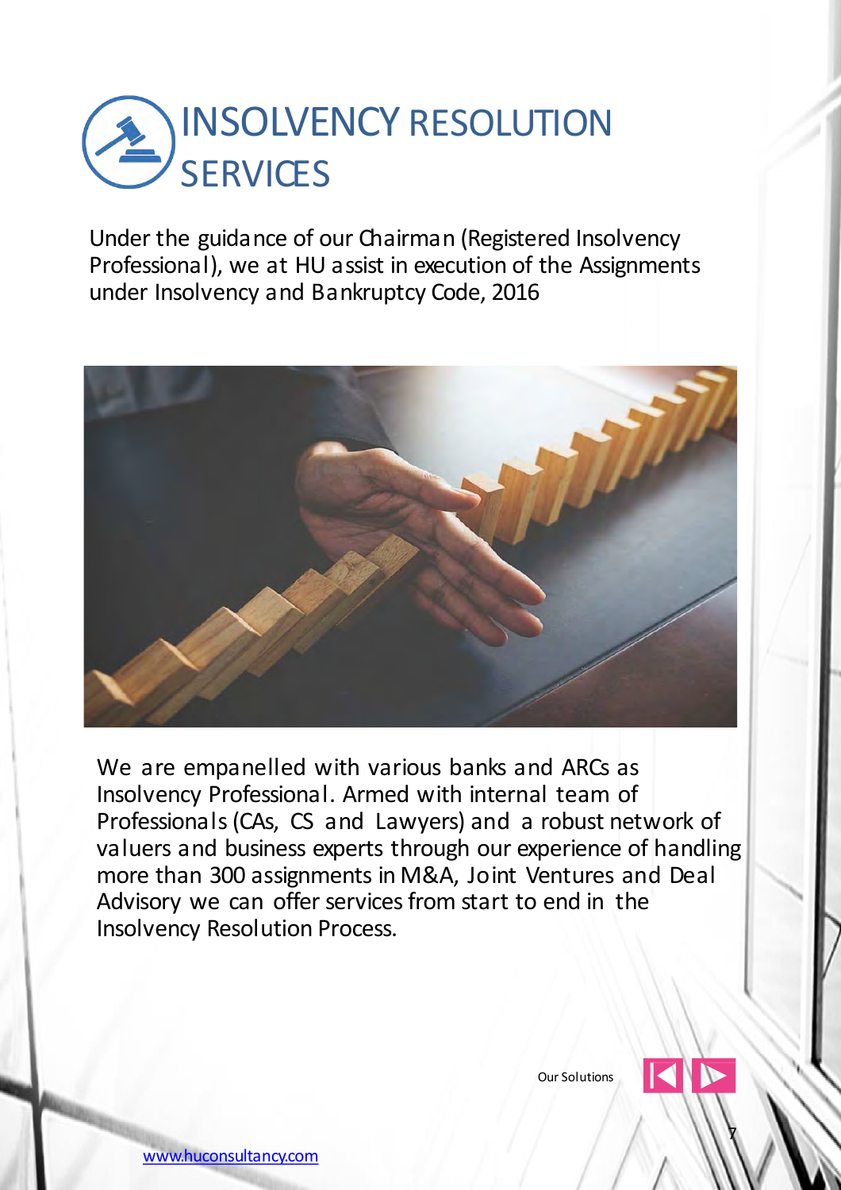# INSOLVENCY RESOLUTION SERVICES

Under the guidance of our Chairman (Registered Insolvency Professional), we at HU assist in execution of the Assignments under Insolvency and Bankruptcy Code, 2016

We are empanelled with various banks and ARCs as Insolvency Professional. Armed with internal team of Professionals (CAs, CS and Lawyers) and a robust network of valuers and business experts through our experience of handling more than 300 assignments in M&A, Joint Ventures and Deal Advisory we can offer services from start to end in the Insolvency Resolution Process.

Our Solutions

www.huconsultancy.com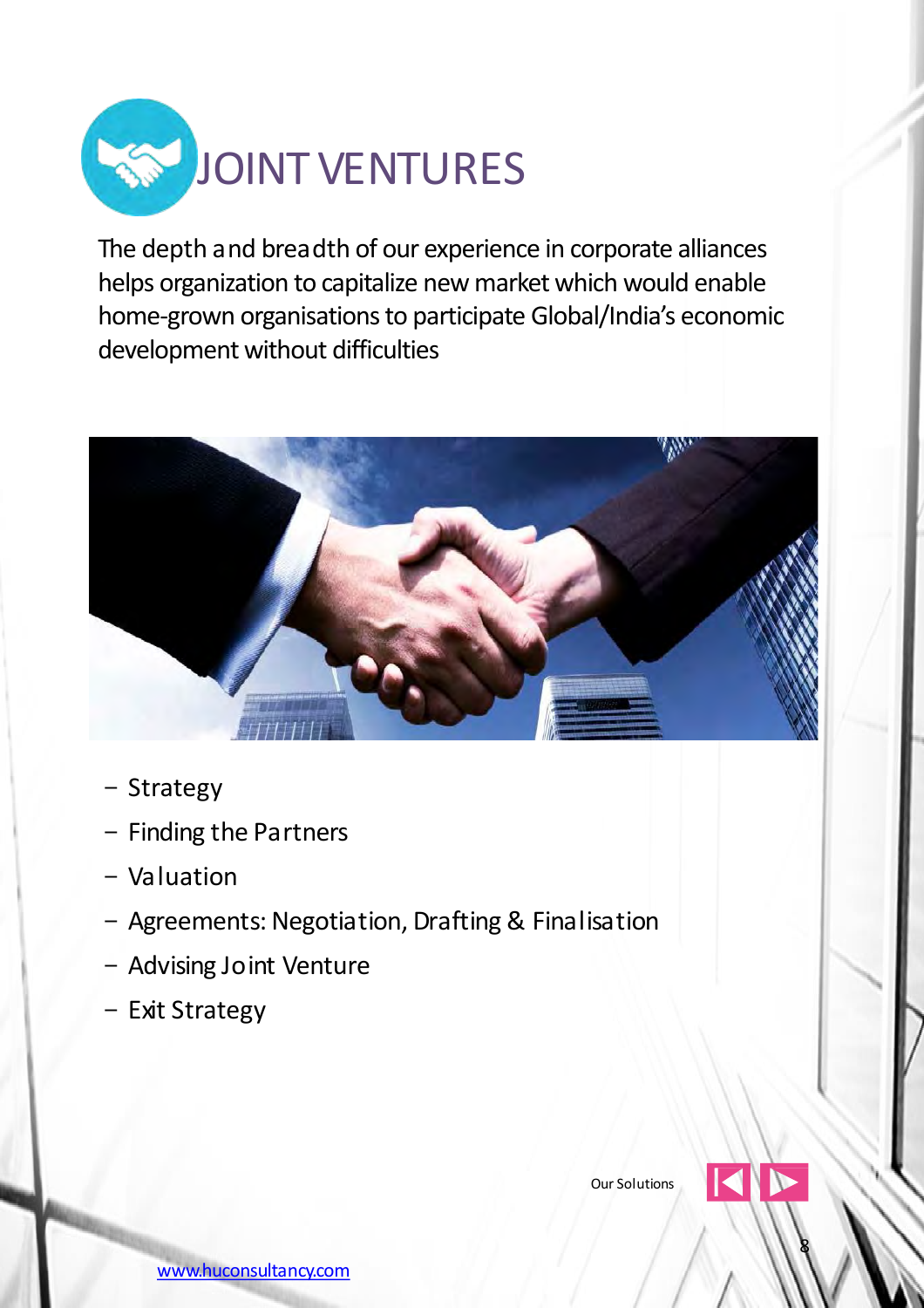# JOINT VENTURES

The depth and breadth of our experience in corporate alliances helps organization to capitalize new market which would enable home-grown organisations to participate Global/India's economic development without difficulties

- Strategy
- Finding the Partners
- Valuation
- Agreements: Negotiation, Drafting & Finalisation
- Advising Joint Venture
- Exit Strategy

Our Solutions

www.huconsultancy.com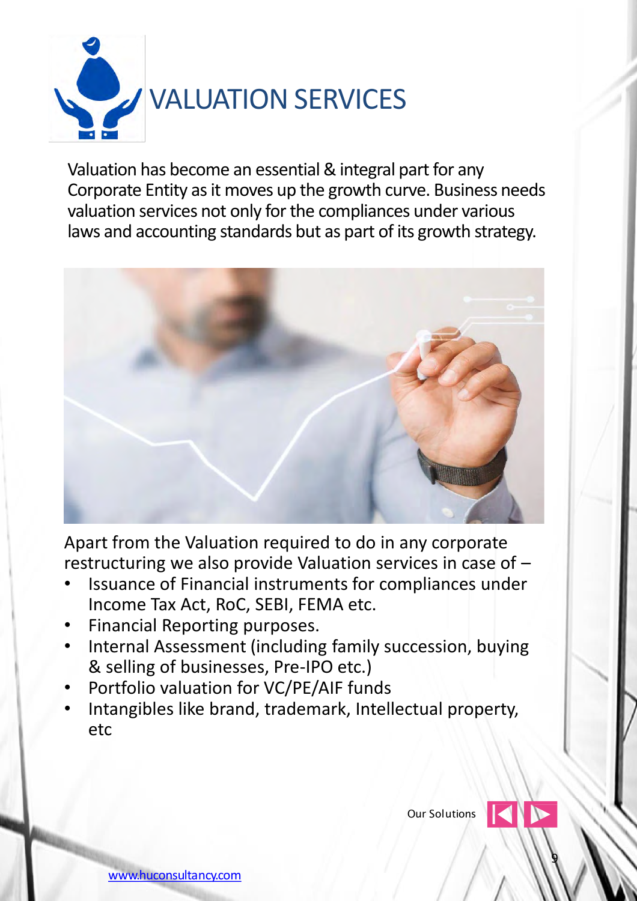# VALUATION SERVICES

Valuation has become an essential & integral part for any Corporate Entity as it moves up the growth curve. Business needs valuation services not only for the compliances under various laws and accounting standards but as part of its growth strategy.

Apart from the Valuation required to do in any corporate restructuring we also provide Valuation services in case of –

- Issuance of Financial instruments for compliances under Income Tax Act, RoC, SEBI, FEMA etc.
- Financial Reporting purposes.
- Internal Assessment (including family succession, buying & selling of businesses, Pre-IPO etc.)
- Portfolio valuation for VC/PE/AIF funds
- Intangibles like brand, trademark, Intellectual property, etc

Our Solutions

www.huconsultancy.com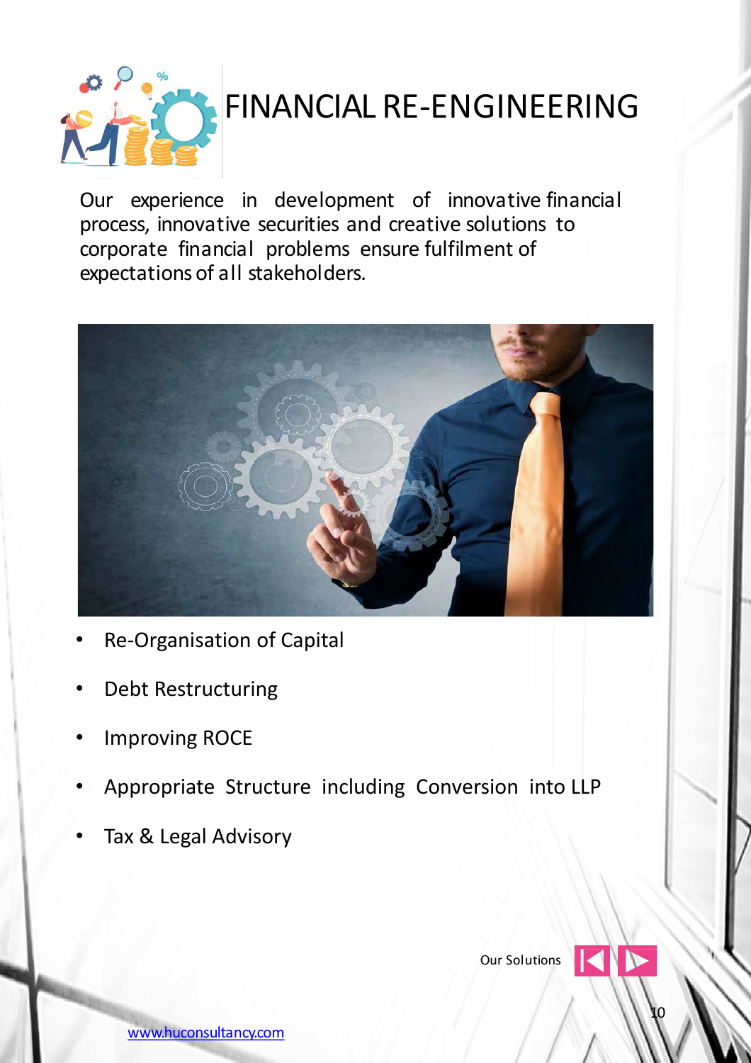# FINANCIAL RE-ENGINEERING

Our experience in development of innovative financial process, innovative securities and creative solutions to corporate financial problems ensure fulfilment of expectations of all stakeholders.

- Re-Organisation of Capital
- Debt Restructuring
- Improving ROCE
- Appropriate Structure including Conversion into LLP
- Tax & Legal Advisory

Our Solutions

www.huconsultancy.com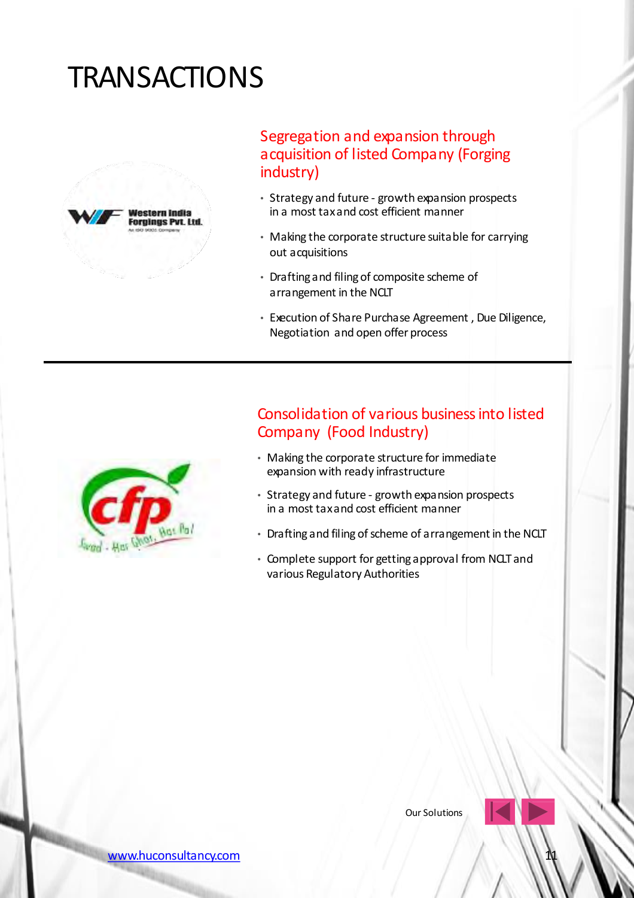# TRANSACTIONS

## Segregation and expansion through acquisition of listed Company (Forging industry)

- Strategy and future - growth expansion prospects in a most tax and cost efficient manner
- Making the corporate structure suitable for carrying out acquisitions
- Drafting and filing of composite scheme of arrangement in the NCLT
- Execution of Share Purchase Agreement , Due Diligence, Negotiation and open offer process

---

## Consolidation of various business into listed Company (Food Industry)

- Making the corporate structure for immediate expansion with ready infrastructure
- Strategy and future - growth expansion prospects in a most tax and cost efficient manner
- Drafting and filing of scheme of arrangement in the NCLT
- Complete support for getting approval from NCLT and various Regulatory Authorities

Our Solutions

www.huconsultancy.com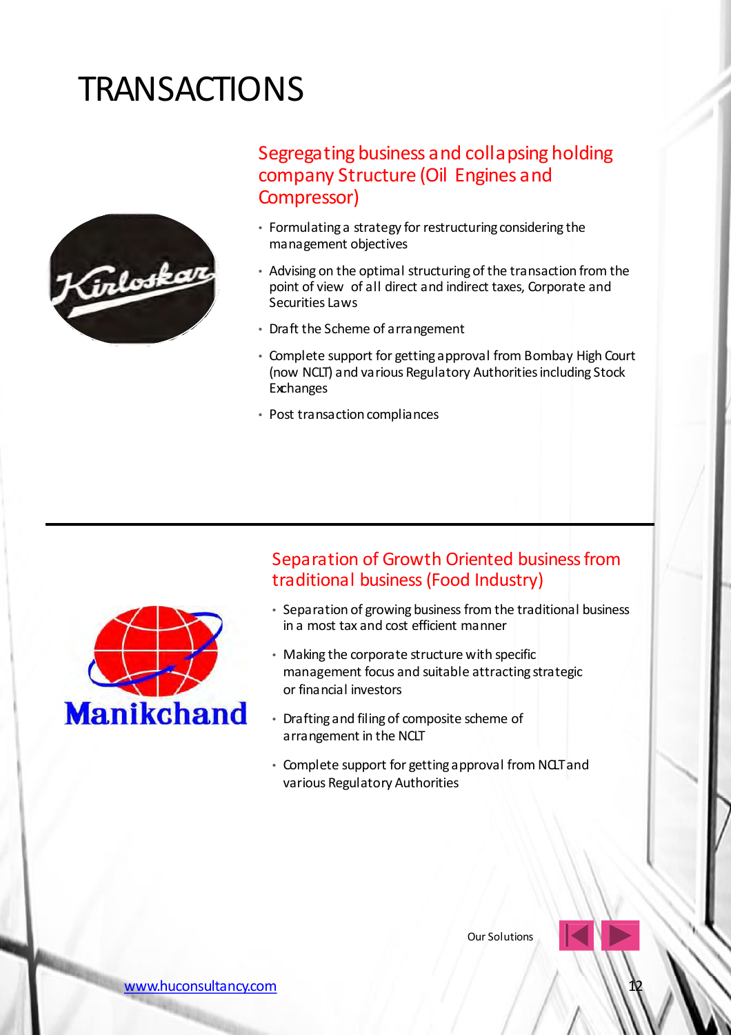# TRANSACTIONS

## Segregating business and collapsing holding company Structure (Oil Engines and Compressor)

Kirloskar

- Formulating a strategy for restructuring considering the management objectives
- Advising on the optimal structuring of the transaction from the point of view of all direct and indirect taxes, Corporate and Securities Laws
- Draft the Scheme of arrangement
- Complete support for getting approval from Bombay High Court (now NCLT) and various Regulatory Authorities including Stock Exchanges
- Post transaction compliances

---

## Separation of Growth Oriented business from traditional business (Food Industry)

Manikchand

- Separation of growing business from the traditional business in a most tax and cost efficient manner
- Making the corporate structure with specific management focus and suitable attracting strategic or financial investors
- Drafting and filing of composite scheme of arrangement in the NCLT
- Complete support for getting approval from NCLT and various Regulatory Authorities

Our Solutions

www.huconsultancy.com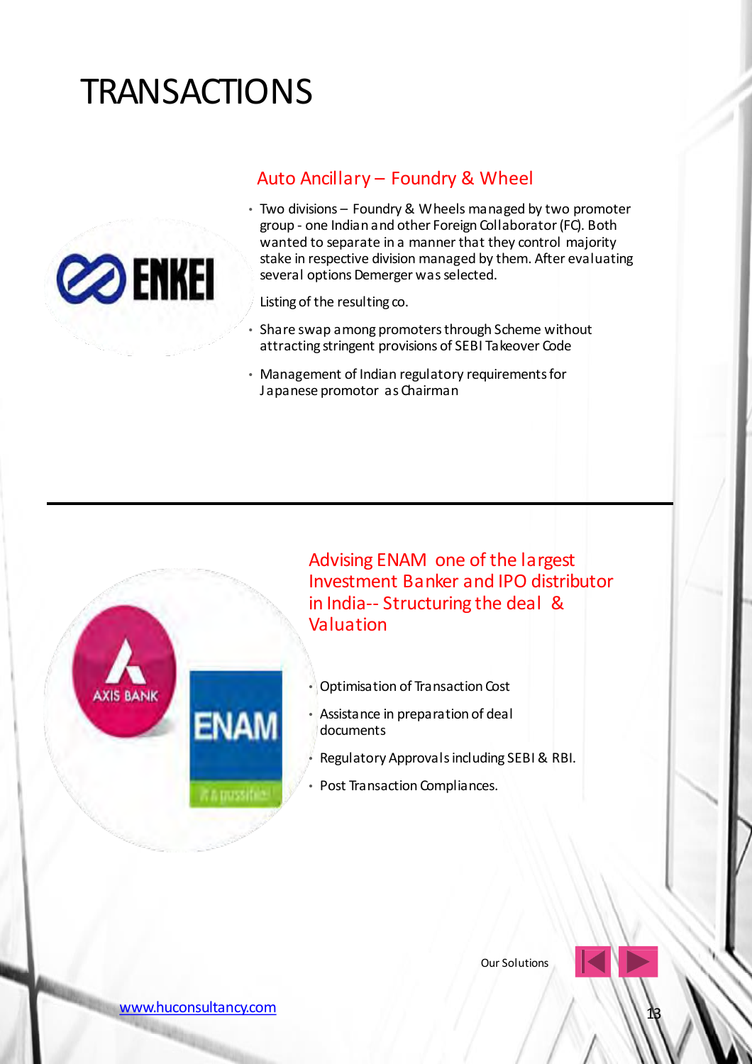# TRANSACTIONS

## Auto Ancillary – Foundry & Wheel

- Two divisions – Foundry & Wheels managed by two promoter group - one Indian and other Foreign Collaborator (FC). Both wanted to separate in a manner that they control majority stake in respective division managed by them. After evaluating several options Demerger was selected.

  Listing of the resulting co.
- Share swap among promoters through Scheme without attracting stringent provisions of SEBI Takeover Code
- Management of Indian regulatory requirements for Japanese promotor as Chairman

---

## Advising ENAM one of the largest Investment Banker and IPO distributor in India-- Structuring the deal & Valuation

- Optimisation of Transaction Cost
- Assistance in preparation of deal documents
- Regulatory Approvals including SEBI & RBI.
- Post Transaction Compliances.

Our Solutions

www.huconsultancy.com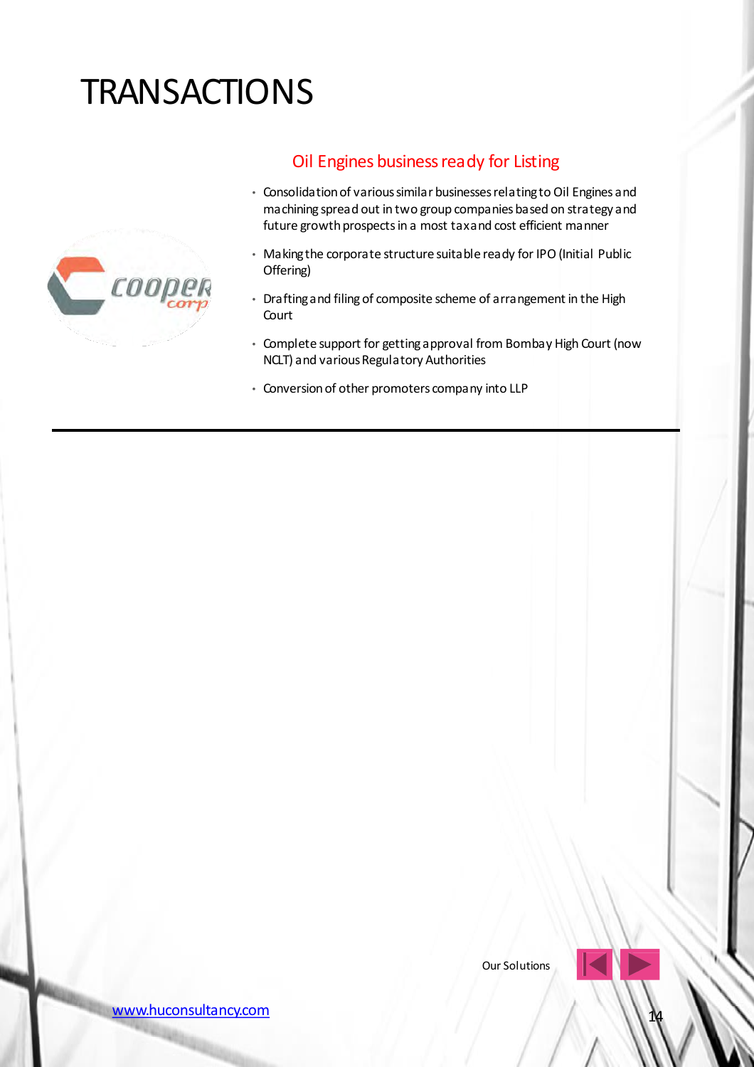# TRANSACTIONS

## Oil Engines business ready for Listing

- Consolidation of various similar businesses relating to Oil Engines and machining spread out in two group companies based on strategy and future growth prospects in a most tax and cost efficient manner
- Making the corporate structure suitable ready for IPO (Initial Public Offering)
- Drafting and filing of composite scheme of arrangement in the High Court
- Complete support for getting approval from Bombay High Court (now NCLT) and various Regulatory Authorities
- Conversion of other promoters company into LLP

Our Solutions

www.huconsultancy.com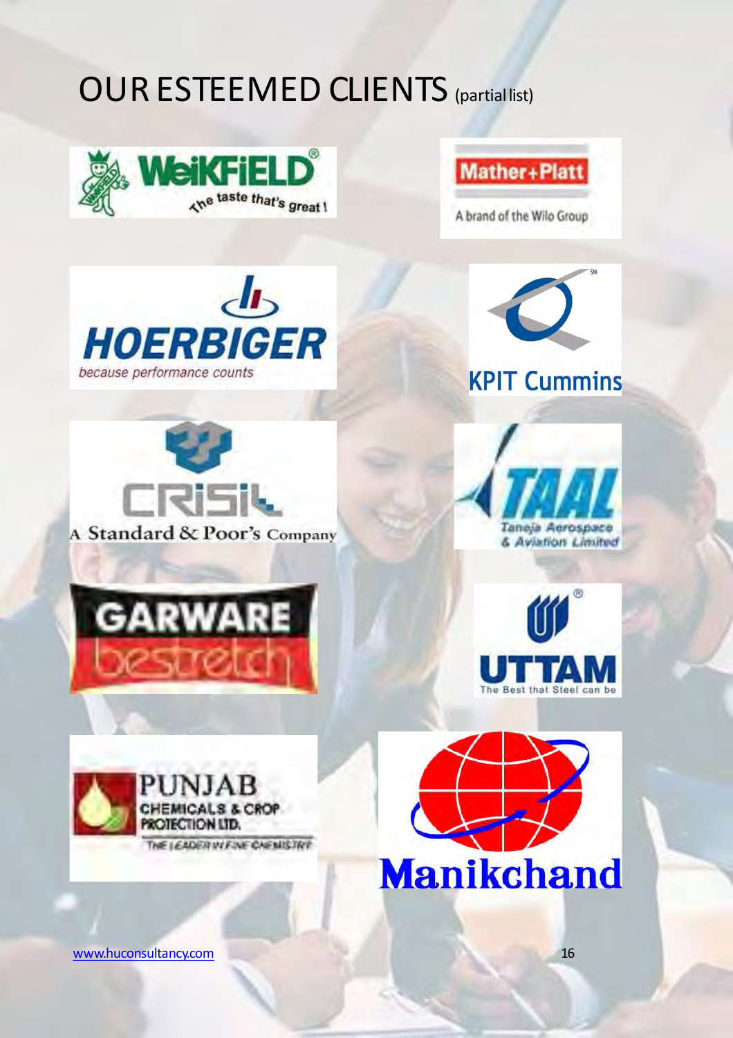# OUR ESTEEMED CLIENTS (partial list)

WeiKFiELD® The taste that's great!

Mather+Platt
A brand of the Wilo Group

HOERBIGER
because performance counts

KPIT Cummins

CRISIL
A Standard & Poor's Company

TAAL
Taneja Aerospace & Aviation Limited

GARWARE
bestretch

UTTAM
The Best that Steel can be

PUNJAB CHEMICALS & CROP PROTECTION LTD.
THE LEADER IN FINE CHEMISTRY

Manikchand

www.huconsultancy.com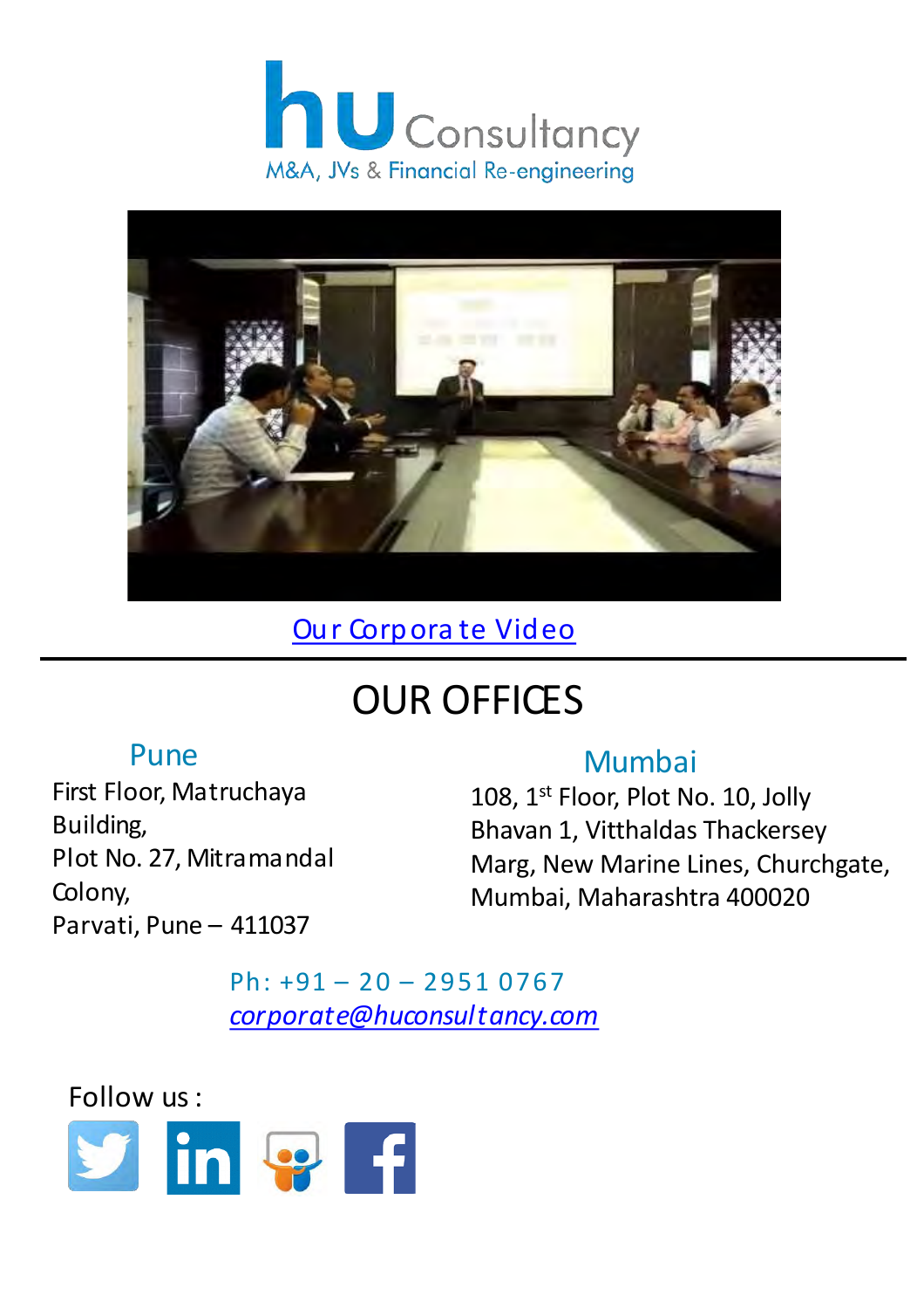hu Consultancy

M&A, JVs & Financial Re-engineering

[Our Corporate Video]

---

# OUR OFFICES

### Pune

First Floor, Matruchaya Building,
Plot No. 27, Mitramandal Colony,
Parvati, Pune – 411037

### Mumbai

108, 1st Floor, Plot No. 10, Jolly Bhavan 1, Vitthaldas Thackersey Marg, New Marine Lines, Churchgate, Mumbai, Maharashtra 400020

Ph: +91 – 20 – 2951 0767
corporate@huconsultancy.com

Follow us :